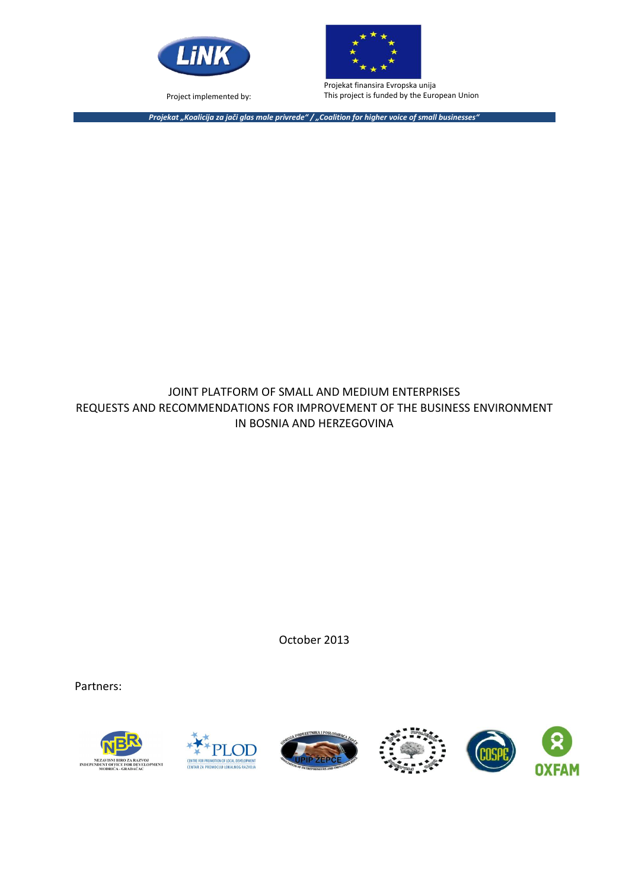Project implemented by:

Projekat finansira Evropska unija
This project is funded by the European Union

*Projekat „Koalicija za jači glas male privrede" / „Coalition for higher voice of small businesses"*

# JOINT PLATFORM OF SMALL AND MEDIUM ENTERPRISES REQUESTS AND RECOMMENDATIONS FOR IMPROVEMENT OF THE BUSINESS ENVIRONMENT IN BOSNIA AND HERZEGOVINA

October 2013

Partners: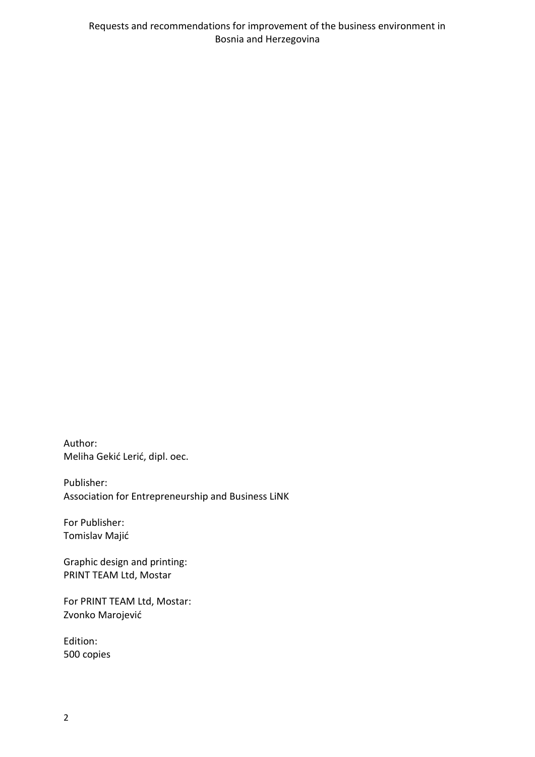Author:
Meliha Gekić Lerić, dipl. oec.

Publisher:
Association for Entrepreneurship and Business LiNK

For Publisher:
Tomislav Majić

Graphic design and printing:
PRINT TEAM Ltd, Mostar

For PRINT TEAM Ltd, Mostar:
Zvonko Marojević

Edition:
500 copies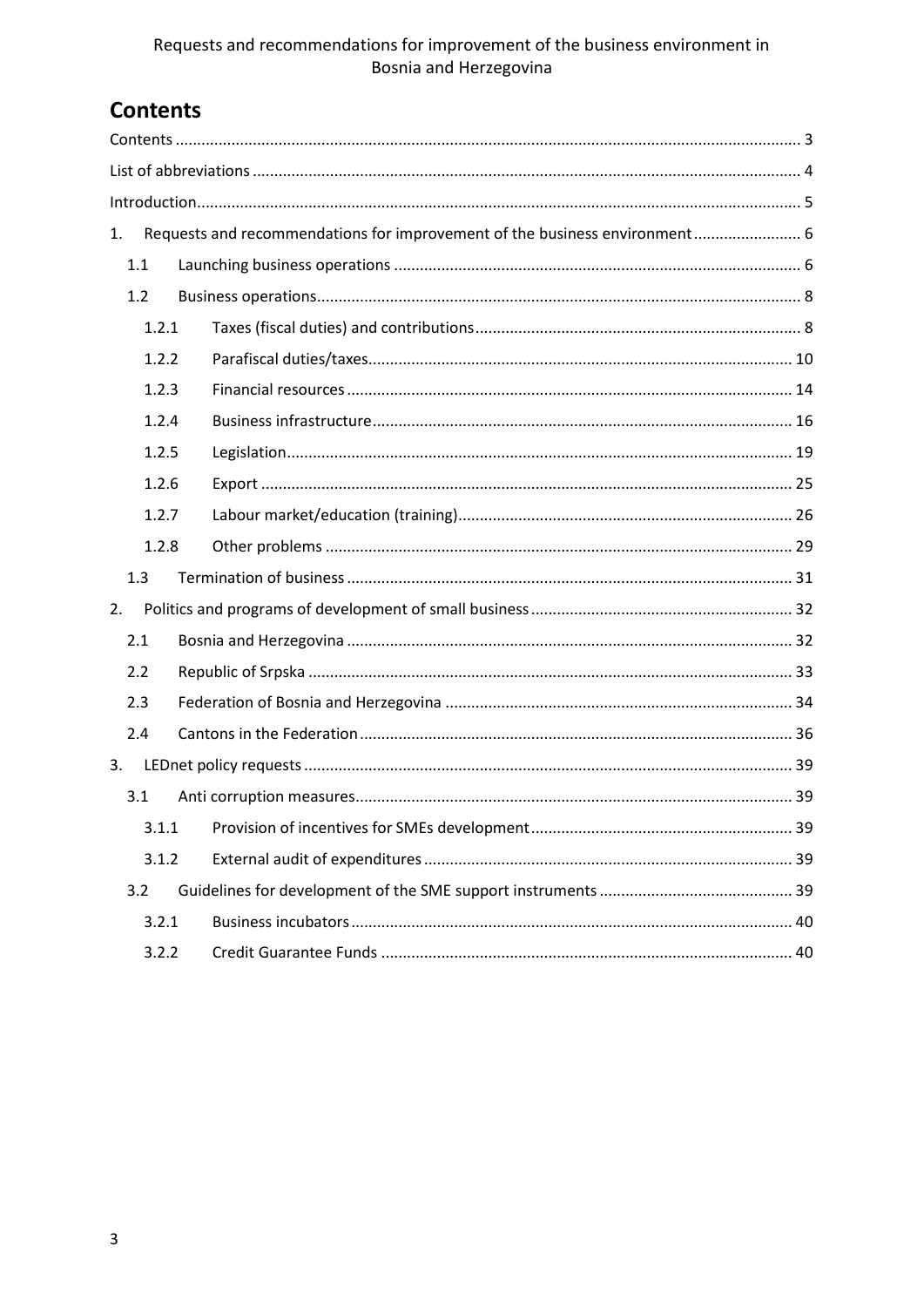# Contents

Contents ... 3

List of abbreviations ... 4

Introduction ... 5

1. Requests and recommendations for improvement of the business environment ... 6
   - 1.1 Launching business operations ... 6
   - 1.2 Business operations ... 8
     - 1.2.1 Taxes (fiscal duties) and contributions ... 8
     - 1.2.2 Parafiscal duties/taxes ... 10
     - 1.2.3 Financial resources ... 14
     - 1.2.4 Business infrastructure ... 16
     - 1.2.5 Legislation ... 19
     - 1.2.6 Export ... 25
     - 1.2.7 Labour market/education (training) ... 26
     - 1.2.8 Other problems ... 29
   - 1.3 Termination of business ... 31
2. Politics and programs of development of small business ... 32
   - 2.1 Bosnia and Herzegovina ... 32
   - 2.2 Republic of Srpska ... 33
   - 2.3 Federation of Bosnia and Herzegovina ... 34
   - 2.4 Cantons in the Federation ... 36
3. LEDnet policy requests ... 39
   - 3.1 Anti corruption measures ... 39
     - 3.1.1 Provision of incentives for SMEs development ... 39
     - 3.1.2 External audit of expenditures ... 39
   - 3.2 Guidelines for development of the SME support instruments ... 39
     - 3.2.1 Business incubators ... 40
     - 3.2.2 Credit Guarantee Funds ... 40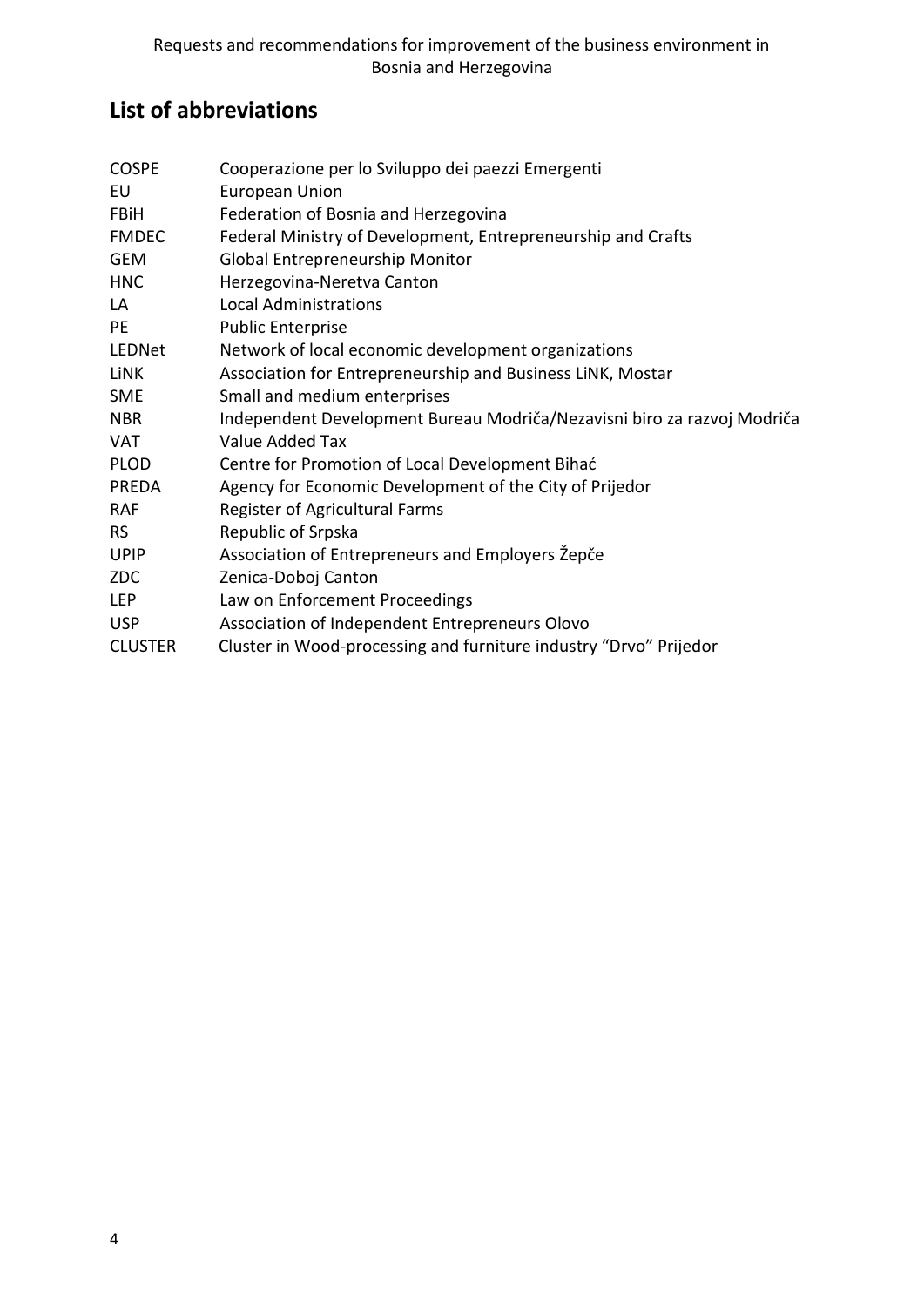## List of abbreviations

| | |
|---|---|
| COSPE | Cooperazione per lo Sviluppo dei paezzi Emergenti |
| EU | European Union |
| FBiH | Federation of Bosnia and Herzegovina |
| FMDEC | Federal Ministry of Development, Entrepreneurship and Crafts |
| GEM | Global Entrepreneurship Monitor |
| HNC | Herzegovina-Neretva Canton |
| LA | Local Administrations |
| PE | Public Enterprise |
| LEDNet | Network of local economic development organizations |
| LiNK | Association for Entrepreneurship and Business LiNK, Mostar |
| SME | Small and medium enterprises |
| NBR | Independent Development Bureau Modriča/Nezavisni biro za razvoj Modriča |
| VAT | Value Added Tax |
| PLOD | Centre for Promotion of Local Development Bihać |
| PREDA | Agency for Economic Development of the City of Prijedor |
| RAF | Register of Agricultural Farms |
| RS | Republic of Srpska |
| UPIP | Association of Entrepreneurs and Employers Žepče |
| ZDC | Zenica-Doboj Canton |
| LEP | Law on Enforcement Proceedings |
| USP | Association of Independent Entrepreneurs Olovo |
| CLUSTER | Cluster in Wood-processing and furniture industry "Drvo" Prijedor |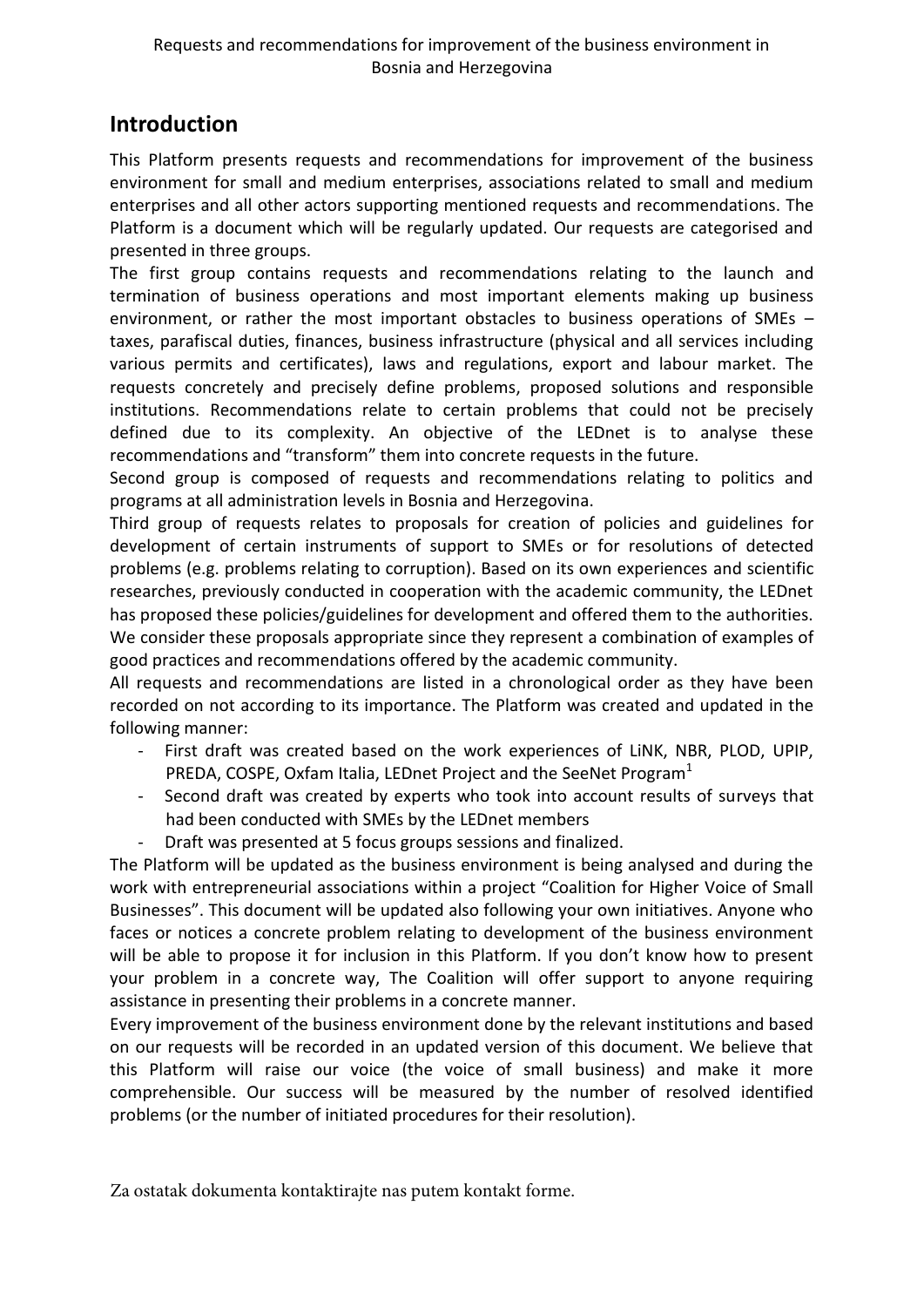# Introduction

This Platform presents requests and recommendations for improvement of the business environment for small and medium enterprises, associations related to small and medium enterprises and all other actors supporting mentioned requests and recommendations. The Platform is a document which will be regularly updated. Our requests are categorised and presented in three groups.

The first group contains requests and recommendations relating to the launch and termination of business operations and most important elements making up business environment, or rather the most important obstacles to business operations of SMEs – taxes, parafiscal duties, finances, business infrastructure (physical and all services including various permits and certificates), laws and regulations, export and labour market. The requests concretely and precisely define problems, proposed solutions and responsible institutions. Recommendations relate to certain problems that could not be precisely defined due to its complexity. An objective of the LEDnet is to analyse these recommendations and "transform" them into concrete requests in the future.

Second group is composed of requests and recommendations relating to politics and programs at all administration levels in Bosnia and Herzegovina.

Third group of requests relates to proposals for creation of policies and guidelines for development of certain instruments of support to SMEs or for resolutions of detected problems (e.g. problems relating to corruption). Based on its own experiences and scientific researches, previously conducted in cooperation with the academic community, the LEDnet has proposed these policies/guidelines for development and offered them to the authorities. We consider these proposals appropriate since they represent a combination of examples of good practices and recommendations offered by the academic community.

All requests and recommendations are listed in a chronological order as they have been recorded on not according to its importance. The Platform was created and updated in the following manner:

- First draft was created based on the work experiences of LiNK, NBR, PLOD, UPIP, PREDA, COSPE, Oxfam Italia, LEDnet Project and the SeeNet Program[1]
- Second draft was created by experts who took into account results of surveys that had been conducted with SMEs by the LEDnet members
- Draft was presented at 5 focus groups sessions and finalized.

The Platform will be updated as the business environment is being analysed and during the work with entrepreneurial associations within a project "Coalition for Higher Voice of Small Businesses". This document will be updated also following your own initiatives. Anyone who faces or notices a concrete problem relating to development of the business environment will be able to propose it for inclusion in this Platform. If you don't know how to present your problem in a concrete way, The Coalition will offer support to anyone requiring assistance in presenting their problems in a concrete manner.

Every improvement of the business environment done by the relevant institutions and based on our requests will be recorded in an updated version of this document. We believe that this Platform will raise our voice (the voice of small business) and make it more comprehensible. Our success will be measured by the number of resolved identified problems (or the number of initiated procedures for their resolution).

Za ostatak dokumenta kontaktirajte nas putem kontakt forme.